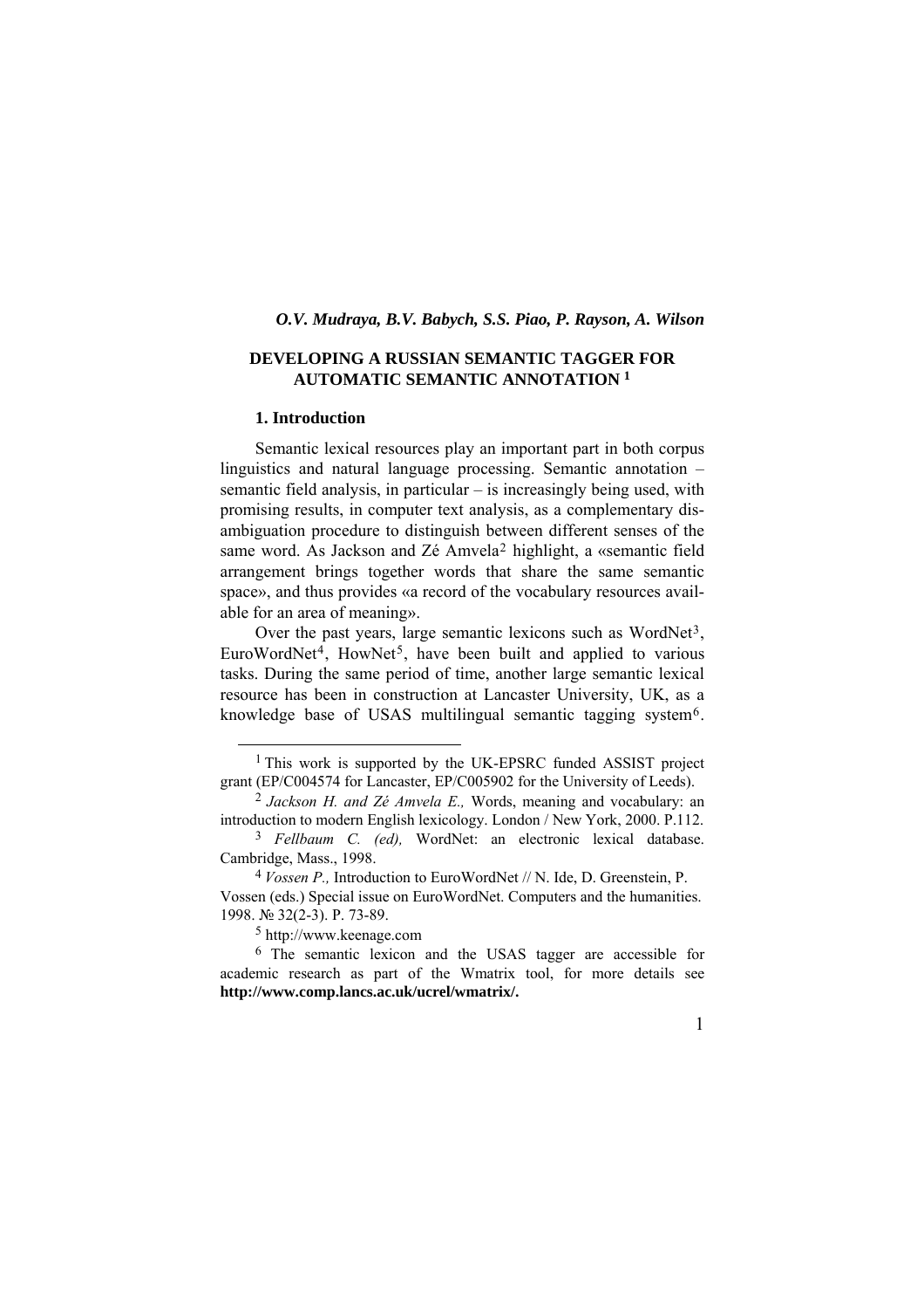*O.V. Mudraya, B.V. Babych, S.S. Piao, P. Rayson, A. Wilson*

# DEVELOPING A RUSSIAN SEMANTIC TAGGER FOR AUTOMATIC SEMANTIC ANNOTATION [1]

## 1. Introduction

Semantic lexical resources play an important part in both corpus linguistics and natural language processing. Semantic annotation – semantic field analysis, in particular – is increasingly being used, with promising results, in computer text analysis, as a complementary disambiguation procedure to distinguish between different senses of the same word. As Jackson and Zé Amvela[2] highlight, a «semantic field arrangement brings together words that share the same semantic space», and thus provides «a record of the vocabulary resources available for an area of meaning».

Over the past years, large semantic lexicons such as WordNet[3], EuroWordNet[4], HowNet[5], have been built and applied to various tasks. During the same period of time, another large semantic lexical resource has been in construction at Lancaster University, UK, as a knowledge base of USAS multilingual semantic tagging system[6].

---

[1] This work is supported by the UK-EPSRC funded ASSIST project grant (EP/C004574 for Lancaster, EP/C005902 for the University of Leeds).

[2] *Jackson H. and Zé Amvela E.,* Words, meaning and vocabulary: an introduction to modern English lexicology. London / New York, 2000. P.112.

[3] *Fellbaum C. (ed),* WordNet: an electronic lexical database. Cambridge, Mass., 1998.

[4] *Vossen P.,* Introduction to EuroWordNet // N. Ide, D. Greenstein, P. Vossen (eds.) Special issue on EuroWordNet. Computers and the humanities. 1998. № 32(2-3). P. 73-89.

[5] http://www.keenage.com

[6] The semantic lexicon and the USAS tagger are accessible for academic research as part of the Wmatrix tool, for more details see **http://www.comp.lancs.ac.uk/ucrel/wmatrix/.**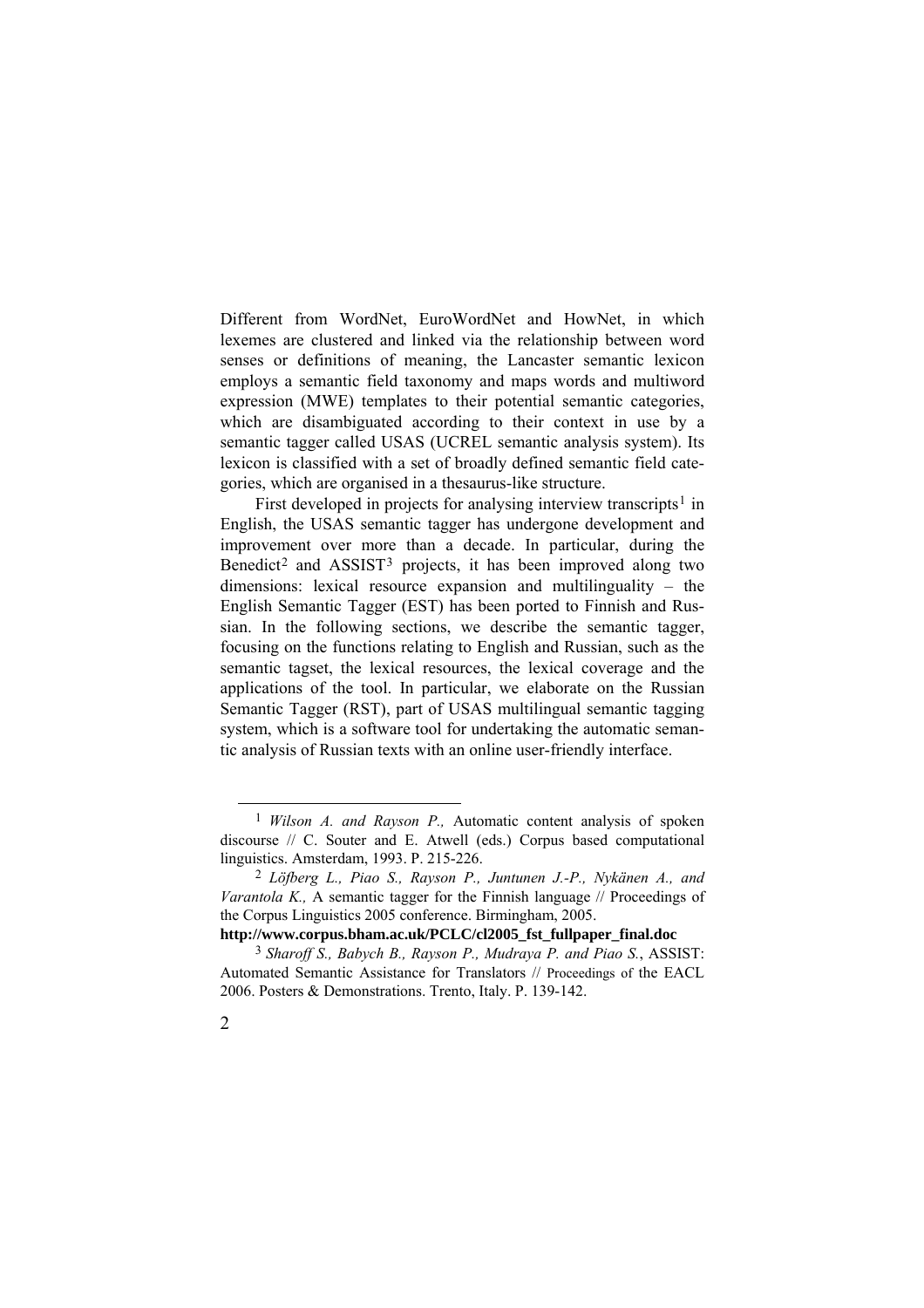Different from WordNet, EuroWordNet and HowNet, in which lexemes are clustered and linked via the relationship between word senses or definitions of meaning, the Lancaster semantic lexicon employs a semantic field taxonomy and maps words and multiword expression (MWE) templates to their potential semantic categories, which are disambiguated according to their context in use by a semantic tagger called USAS (UCREL semantic analysis system). Its lexicon is classified with a set of broadly defined semantic field categories, which are organised in a thesaurus-like structure.

First developed in projects for analysing interview transcripts[1] in English, the USAS semantic tagger has undergone development and improvement over more than a decade. In particular, during the Benedict[2] and ASSIST[3] projects, it has been improved along two dimensions: lexical resource expansion and multilinguality – the English Semantic Tagger (EST) has been ported to Finnish and Russian. In the following sections, we describe the semantic tagger, focusing on the functions relating to English and Russian, such as the semantic tagset, the lexical resources, the lexical coverage and the applications of the tool. In particular, we elaborate on the Russian Semantic Tagger (RST), part of USAS multilingual semantic tagging system, which is a software tool for undertaking the automatic semantic analysis of Russian texts with an online user-friendly interface.

---

[1] *Wilson A. and Rayson P.,* Automatic content analysis of spoken discourse // C. Souter and E. Atwell (eds.) Corpus based computational linguistics. Amsterdam, 1993. P. 215-226.

[2] *Löfberg L., Piao S., Rayson P., Juntunen J.-P., Nykänen A., and Varantola K.,* A semantic tagger for the Finnish language // Proceedings of the Corpus Linguistics 2005 conference. Birmingham, 2005. **http://www.corpus.bham.ac.uk/PCLC/cl2005_fst_fullpaper_final.doc**

[3] *Sharoff S., Babych B., Rayson P., Mudraya P. and Piao S.*, ASSIST: Automated Semantic Assistance for Translators // Proceedings of the EACL 2006. Posters & Demonstrations. Trento, Italy. P. 139-142.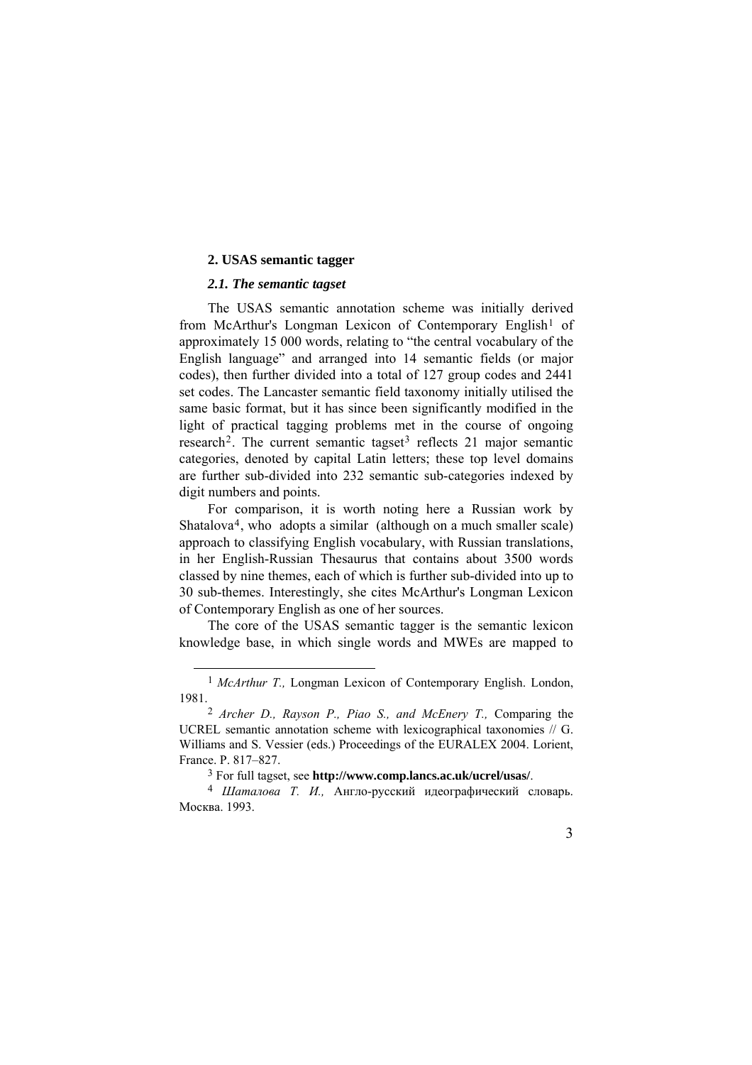## 2. USAS semantic tagger

### *2.1. The semantic tagset*

The USAS semantic annotation scheme was initially derived from McArthur's Longman Lexicon of Contemporary English[1] of approximately 15 000 words, relating to "the central vocabulary of the English language" and arranged into 14 semantic fields (or major codes), then further divided into a total of 127 group codes and 2441 set codes. The Lancaster semantic field taxonomy initially utilised the same basic format, but it has since been significantly modified in the light of practical tagging problems met in the course of ongoing research[2]. The current semantic tagset[3] reflects 21 major semantic categories, denoted by capital Latin letters; these top level domains are further sub-divided into 232 semantic sub-categories indexed by digit numbers and points.

For comparison, it is worth noting here a Russian work by Shatalova[4], who adopts a similar (although on a much smaller scale) approach to classifying English vocabulary, with Russian translations, in her English-Russian Thesaurus that contains about 3500 words classed by nine themes, each of which is further sub-divided into up to 30 sub-themes. Interestingly, she cites McArthur's Longman Lexicon of Contemporary English as one of her sources.

The core of the USAS semantic tagger is the semantic lexicon knowledge base, in which single words and MWEs are mapped to

---

[1] *McArthur T.,* Longman Lexicon of Contemporary English. London, 1981.

[2] *Archer D., Rayson P., Piao S., and McEnery T.,* Comparing the UCREL semantic annotation scheme with lexicographical taxonomies // G. Williams and S. Vessier (eds.) Proceedings of the EURALEX 2004. Lorient, France. P. 817–827.

[3] For full tagset, see **http://www.comp.lancs.ac.uk/ucrel/usas/**.

[4] *Шаталова Т. И.,* Англо-русский идеографический словарь. Москва. 1993.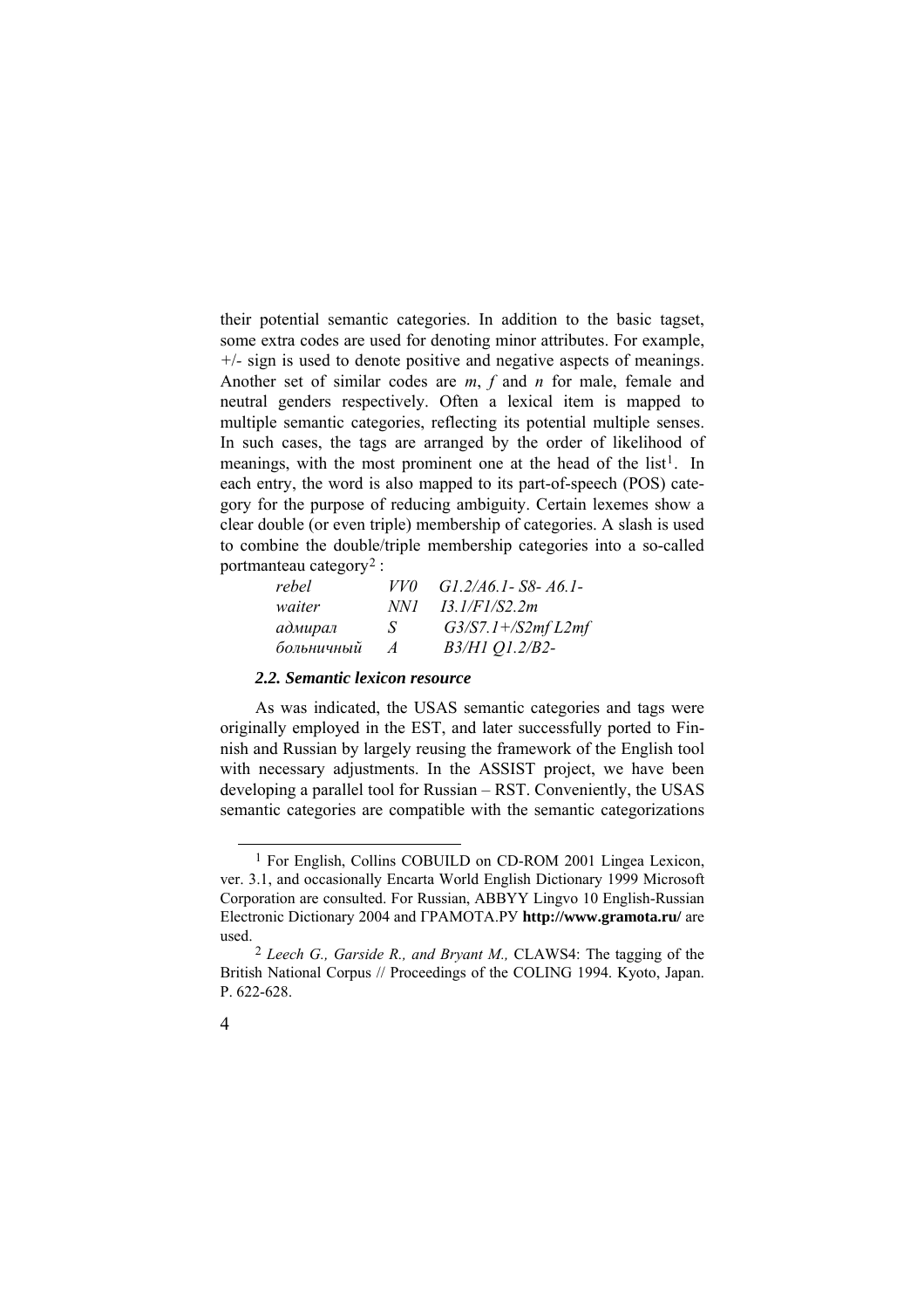their potential semantic categories. In addition to the basic tagset, some extra codes are used for denoting minor attributes. For example, +/- sign is used to denote positive and negative aspects of meanings. Another set of similar codes are *m*, *f* and *n* for male, female and neutral genders respectively. Often a lexical item is mapped to multiple semantic categories, reflecting its potential multiple senses. In such cases, the tags are arranged by the order of likelihood of meanings, with the most prominent one at the head of the list[1]. In each entry, the word is also mapped to its part-of-speech (POS) category for the purpose of reducing ambiguity. Certain lexemes show a clear double (or even triple) membership of categories. A slash is used to combine the double/triple membership categories into a so-called portmanteau category[2] :

| | | |
|---|---|---|
| *rebel* | *VV0* | *G1.2/A6.1- S8- A6.1-* |
| *waiter* | *NN1* | *I3.1/F1/S2.2m* |
| *адмирал* | *S* | *G3/S7.1+/S2mf L2mf* |
| *больничный* | *A* | *B3/H1 Q1.2/B2-* |

### *2.2. Semantic lexicon resource*

As was indicated, the USAS semantic categories and tags were originally employed in the EST, and later successfully ported to Finnish and Russian by largely reusing the framework of the English tool with necessary adjustments. In the ASSIST project, we have been developing a parallel tool for Russian – RST. Conveniently, the USAS semantic categories are compatible with the semantic categorizations

---

[1] For English, Collins COBUILD on CD-ROM 2001 Lingea Lexicon, ver. 3.1, and occasionally Encarta World English Dictionary 1999 Microsoft Corporation are consulted. For Russian, ABBYY Lingvo 10 English-Russian Electronic Dictionary 2004 and ГРАМОТА.РУ **http://www.gramota.ru/** are used.

[2] *Leech G., Garside R., and Bryant M.,* CLAWS4: The tagging of the British National Corpus // Proceedings of the COLING 1994. Kyoto, Japan. P. 622-628.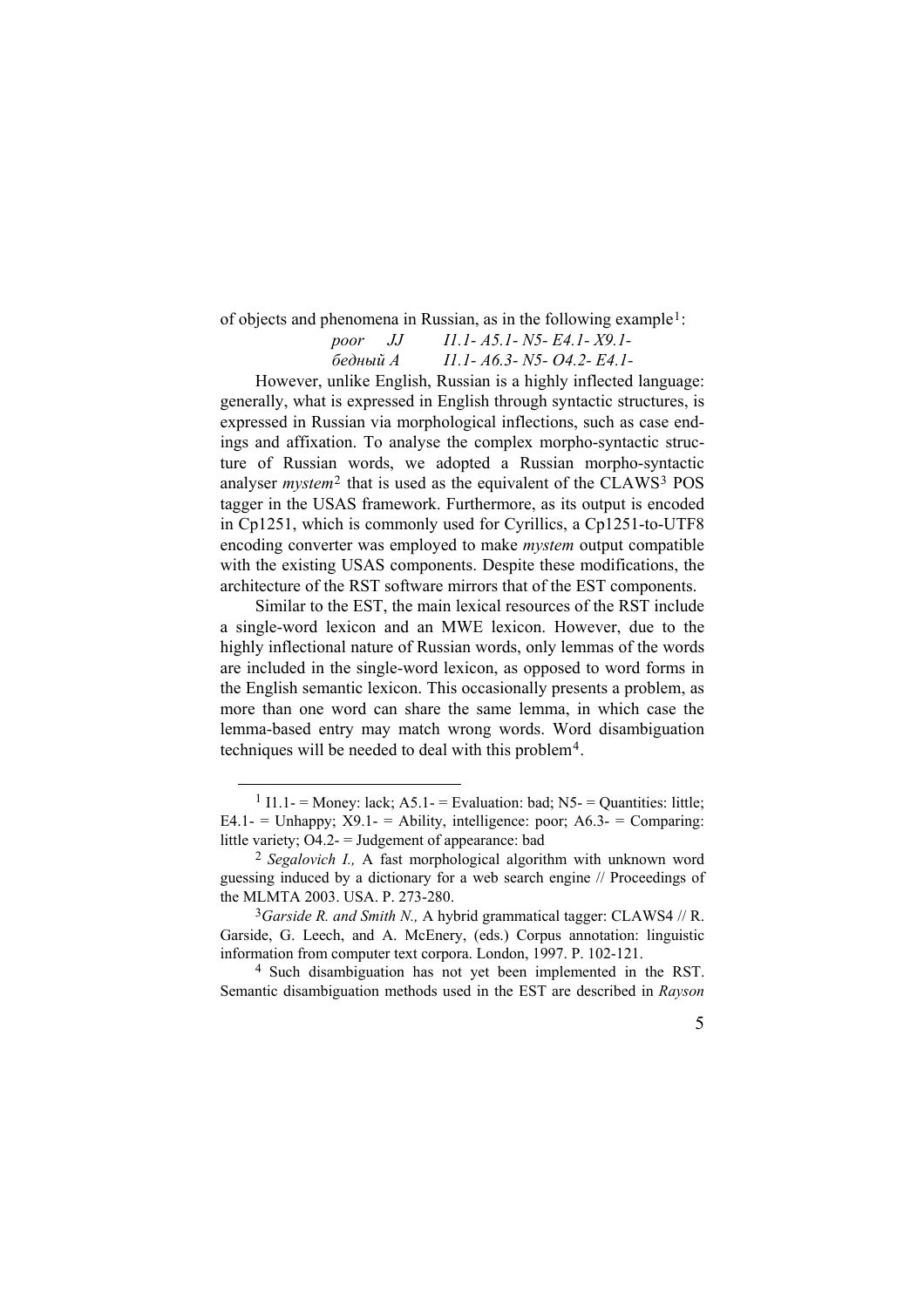of objects and phenomena in Russian, as in the following example[1]:

*poor JJ I1.1- A5.1- N5- E4.1- X9.1-*
*бедный A I1.1- A6.3- N5- O4.2- E4.1-*

However, unlike English, Russian is a highly inflected language: generally, what is expressed in English through syntactic structures, is expressed in Russian via morphological inflections, such as case endings and affixation. To analyse the complex morpho-syntactic structure of Russian words, we adopted a Russian morpho-syntactic analyser *mystem*[2] that is used as the equivalent of the CLAWS[3] POS tagger in the USAS framework. Furthermore, as its output is encoded in Cp1251, which is commonly used for Cyrillics, a Cp1251-to-UTF8 encoding converter was employed to make *mystem* output compatible with the existing USAS components. Despite these modifications, the architecture of the RST software mirrors that of the EST components.

Similar to the EST, the main lexical resources of the RST include a single-word lexicon and an MWE lexicon. However, due to the highly inflectional nature of Russian words, only lemmas of the words are included in the single-word lexicon, as opposed to word forms in the English semantic lexicon. This occasionally presents a problem, as more than one word can share the same lemma, in which case the lemma-based entry may match wrong words. Word disambiguation techniques will be needed to deal with this problem[4].

---

[1] I1.1- = Money: lack; A5.1- = Evaluation: bad; N5- = Quantities: little; E4.1- = Unhappy; X9.1- = Ability, intelligence: poor; A6.3- = Comparing: little variety; O4.2- = Judgement of appearance: bad

[2] *Segalovich I.,* A fast morphological algorithm with unknown word guessing induced by a dictionary for a web search engine // Proceedings of the MLMTA 2003. USA. P. 273-280.

[3] *Garside R. and Smith N.,* A hybrid grammatical tagger: CLAWS4 // R. Garside, G. Leech, and A. McEnery, (eds.) Corpus annotation: linguistic information from computer text corpora. London, 1997. P. 102-121.

[4] Such disambiguation has not yet been implemented in the RST. Semantic disambiguation methods used in the EST are described in *Rayson*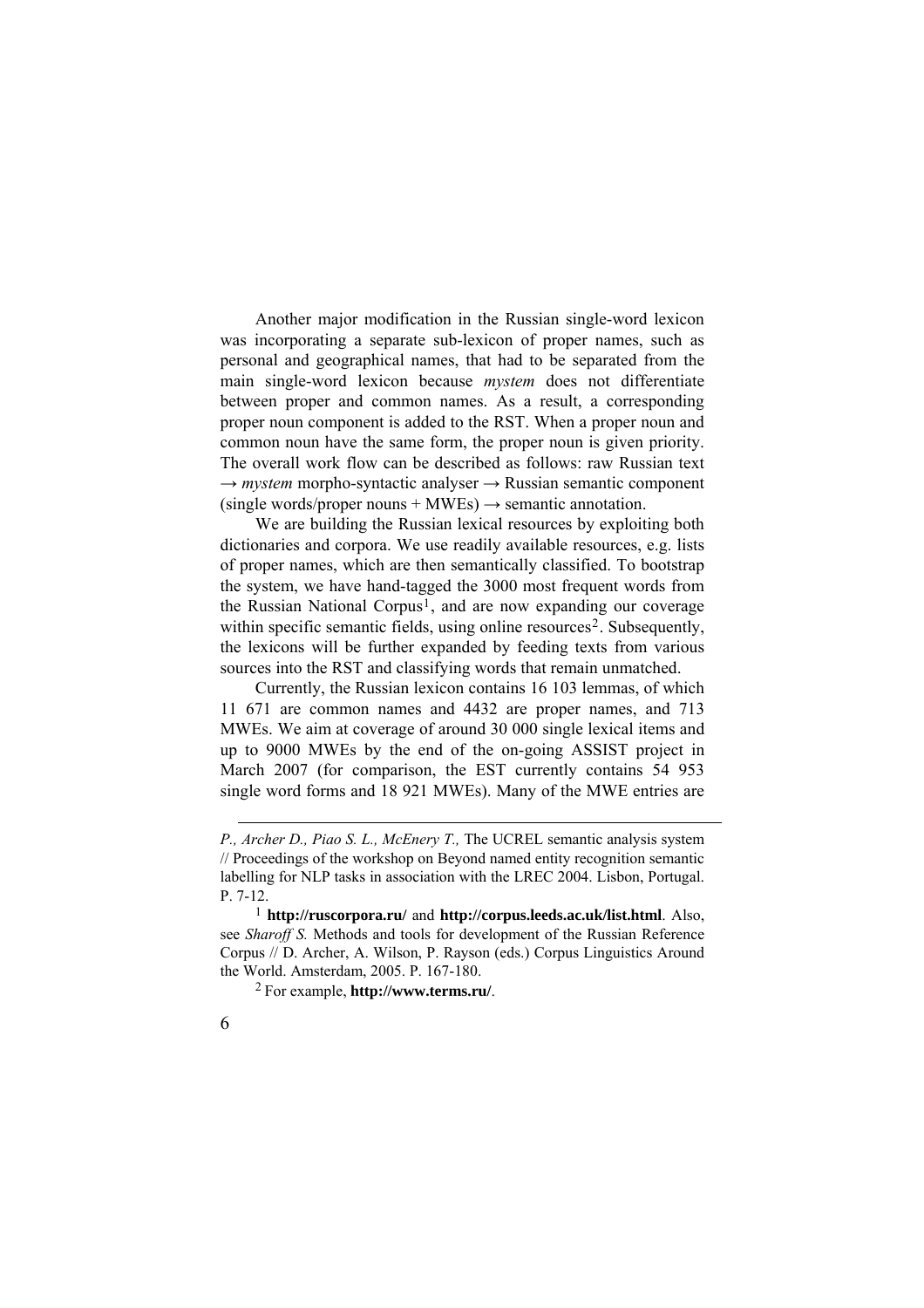Another major modification in the Russian single-word lexicon was incorporating a separate sub-lexicon of proper names, such as personal and geographical names, that had to be separated from the main single-word lexicon because *mystem* does not differentiate between proper and common names. As a result, a corresponding proper noun component is added to the RST. When a proper noun and common noun have the same form, the proper noun is given priority. The overall work flow can be described as follows: raw Russian text → *mystem* morpho-syntactic analyser → Russian semantic component (single words/proper nouns + MWEs) → semantic annotation.

We are building the Russian lexical resources by exploiting both dictionaries and corpora. We use readily available resources, e.g. lists of proper names, which are then semantically classified. To bootstrap the system, we have hand-tagged the 3000 most frequent words from the Russian National Corpus[1], and are now expanding our coverage within specific semantic fields, using online resources[2]. Subsequently, the lexicons will be further expanded by feeding texts from various sources into the RST and classifying words that remain unmatched.

Currently, the Russian lexicon contains 16 103 lemmas, of which 11 671 are common names and 4432 are proper names, and 713 MWEs. We aim at coverage of around 30 000 single lexical items and up to 9000 MWEs by the end of the on-going ASSIST project in March 2007 (for comparison, the EST currently contains 54 953 single word forms and 18 921 MWEs). Many of the MWE entries are

---

*P., Archer D., Piao S. L., McEnery T.,* The UCREL semantic analysis system // Proceedings of the workshop on Beyond named entity recognition semantic labelling for NLP tasks in association with the LREC 2004. Lisbon, Portugal. P. 7-12.

[1] **http://ruscorpora.ru/** and **http://corpus.leeds.ac.uk/list.html**. Also, see *Sharoff S.* Methods and tools for development of the Russian Reference Corpus // D. Archer, A. Wilson, P. Rayson (eds.) Corpus Linguistics Around the World. Amsterdam, 2005. P. 167-180.

[2] For example, **http://www.terms.ru/**.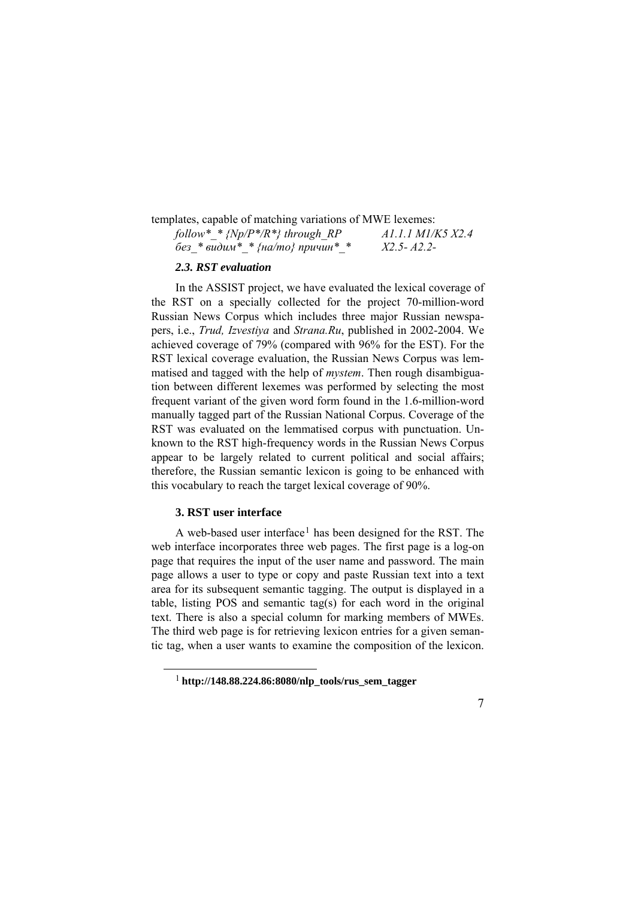templates, capable of matching variations of MWE lexemes:

*follow*_* {Np/P*/R*} through_RP* *A1.1.1 M1/K5 X2.4*
*без_* видим*_* {на/то} причин*_** *X2.5- A2.2-*

### *2.3. RST evaluation*

In the ASSIST project, we have evaluated the lexical coverage of the RST on a specially collected for the project 70-million-word Russian News Corpus which includes three major Russian newspapers, i.e., *Trud, Izvestiya* and *Strana.Ru*, published in 2002-2004. We achieved coverage of 79% (compared with 96% for the EST). For the RST lexical coverage evaluation, the Russian News Corpus was lemmatised and tagged with the help of *mystem*. Then rough disambiguation between different lexemes was performed by selecting the most frequent variant of the given word form found in the 1.6-million-word manually tagged part of the Russian National Corpus. Coverage of the RST was evaluated on the lemmatised corpus with punctuation. Unknown to the RST high-frequency words in the Russian News Corpus appear to be largely related to current political and social affairs; therefore, the Russian semantic lexicon is going to be enhanced with this vocabulary to reach the target lexical coverage of 90%.

## 3. RST user interface

A web-based user interface[1] has been designed for the RST. The web interface incorporates three web pages. The first page is a log-on page that requires the input of the user name and password. The main page allows a user to type or copy and paste Russian text into a text area for its subsequent semantic tagging. The output is displayed in a table, listing POS and semantic tag(s) for each word in the original text. There is also a special column for marking members of MWEs. The third web page is for retrieving lexicon entries for a given semantic tag, when a user wants to examine the composition of the lexicon.

---

[1] **http://148.88.224.86:8080/nlp_tools/rus_sem_tagger**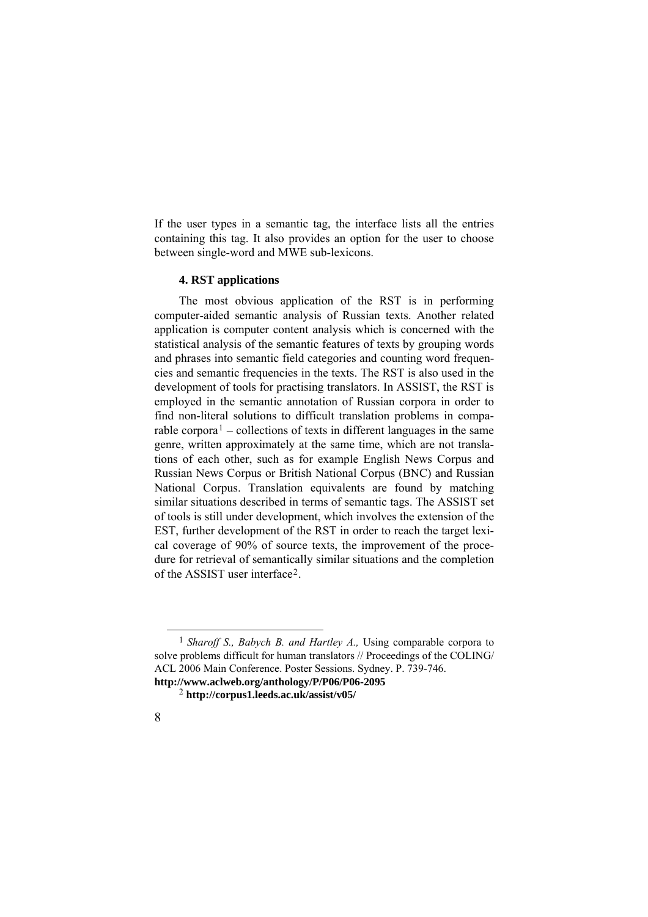If the user types in a semantic tag, the interface lists all the entries containing this tag. It also provides an option for the user to choose between single-word and MWE sub-lexicons.

### 4. RST applications

The most obvious application of the RST is in performing computer-aided semantic analysis of Russian texts. Another related application is computer content analysis which is concerned with the statistical analysis of the semantic features of texts by grouping words and phrases into semantic field categories and counting word frequencies and semantic frequencies in the texts. The RST is also used in the development of tools for practising translators. In ASSIST, the RST is employed in the semantic annotation of Russian corpora in order to find non-literal solutions to difficult translation problems in comparable corpora[1] – collections of texts in different languages in the same genre, written approximately at the same time, which are not translations of each other, such as for example English News Corpus and Russian News Corpus or British National Corpus (BNC) and Russian National Corpus. Translation equivalents are found by matching similar situations described in terms of semantic tags. The ASSIST set of tools is still under development, which involves the extension of the EST, further development of the RST in order to reach the target lexical coverage of 90% of source texts, the improvement of the procedure for retrieval of semantically similar situations and the completion of the ASSIST user interface[2].

---

[1] *Sharoff S., Babych B. and Hartley A.,* Using comparable corpora to solve problems difficult for human translators // Proceedings of the COLING/ ACL 2006 Main Conference. Poster Sessions. Sydney. P. 739-746. **http://www.aclweb.org/anthology/P/P06/P06-2095**

[2] **http://corpus1.leeds.ac.uk/assist/v05/**